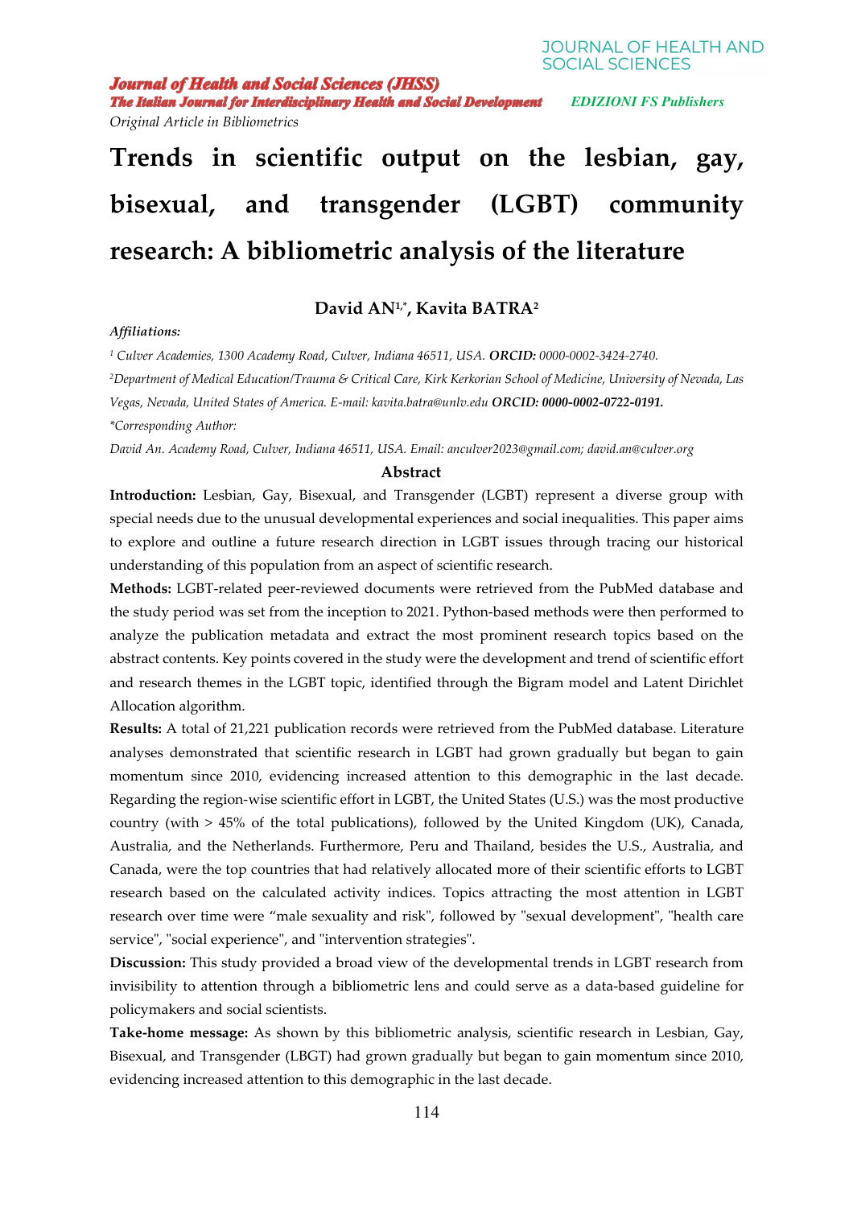Journal of Health and Social Sciences (JHSS)

The Italian Journal for Interdisciplinary Health and Social Development

EDIZIONI FS Publishers

*Original Article in Bibliometrics*

# Trends in scientific output on the lesbian, gay, bisexual, and transgender (LGBT) community research: A bibliometric analysis of the literature

**David AN[1,*], Kavita BATRA[2]**

***Affiliations:***

[1] *Culver Academies, 1300 Academy Road, Culver, Indiana 46511, USA.* ***ORCID:*** *0000-0002-3424-2740.*

[2] *Department of Medical Education/Trauma & Critical Care, Kirk Kerkorian School of Medicine, University of Nevada, Las Vegas, Nevada, United States of America. E-mail: kavita.batra@unlv.edu* ***ORCID: 0000-0002-0722-0191.***

*\*Corresponding Author:*

*David An. Academy Road, Culver, Indiana 46511, USA. Email: anculver2023@gmail.com; david.an@culver.org*

## Abstract

**Introduction:** Lesbian, Gay, Bisexual, and Transgender (LGBT) represent a diverse group with special needs due to the unusual developmental experiences and social inequalities. This paper aims to explore and outline a future research direction in LGBT issues through tracing our historical understanding of this population from an aspect of scientific research.

**Methods:** LGBT-related peer-reviewed documents were retrieved from the PubMed database and the study period was set from the inception to 2021. Python-based methods were then performed to analyze the publication metadata and extract the most prominent research topics based on the abstract contents. Key points covered in the study were the development and trend of scientific effort and research themes in the LGBT topic, identified through the Bigram model and Latent Dirichlet Allocation algorithm.

**Results:** A total of 21,221 publication records were retrieved from the PubMed database. Literature analyses demonstrated that scientific research in LGBT had grown gradually but began to gain momentum since 2010, evidencing increased attention to this demographic in the last decade. Regarding the region-wise scientific effort in LGBT, the United States (U.S.) was the most productive country (with > 45% of the total publications), followed by the United Kingdom (UK), Canada, Australia, and the Netherlands. Furthermore, Peru and Thailand, besides the U.S., Australia, and Canada, were the top countries that had relatively allocated more of their scientific efforts to LGBT research based on the calculated activity indices. Topics attracting the most attention in LGBT research over time were "male sexuality and risk", followed by "sexual development", "health care service", "social experience", and "intervention strategies".

**Discussion:** This study provided a broad view of the developmental trends in LGBT research from invisibility to attention through a bibliometric lens and could serve as a data-based guideline for policymakers and social scientists.

**Take-home message:** As shown by this bibliometric analysis, scientific research in Lesbian, Gay, Bisexual, and Transgender (LBGT) had grown gradually but began to gain momentum since 2010, evidencing increased attention to this demographic in the last decade.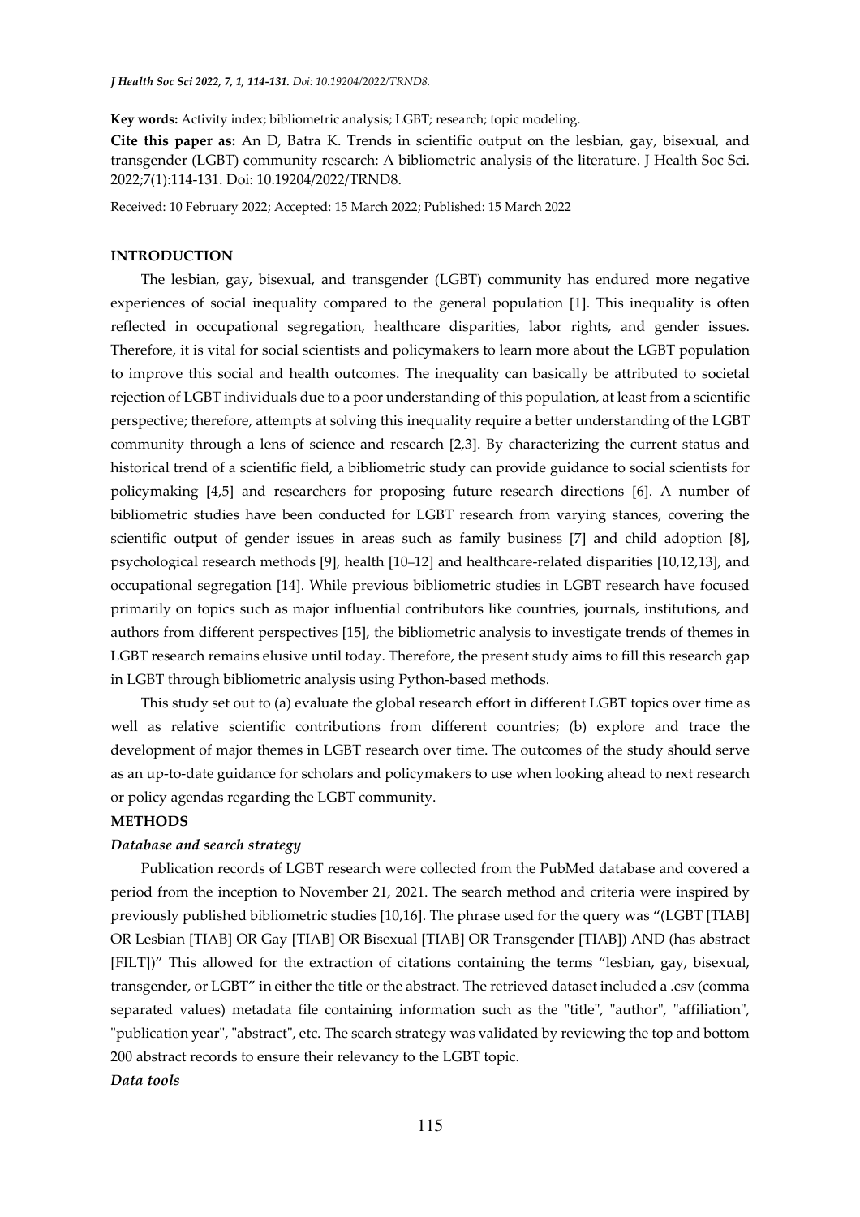**Key words:** Activity index; bibliometric analysis; LGBT; research; topic modeling.

**Cite this paper as:** An D, Batra K. Trends in scientific output on the lesbian, gay, bisexual, and transgender (LGBT) community research: A bibliometric analysis of the literature. J Health Soc Sci. 2022;7(1):114-131. Doi: 10.19204/2022/TRND8.

Received: 10 February 2022; Accepted: 15 March 2022; Published: 15 March 2022

## INTRODUCTION

The lesbian, gay, bisexual, and transgender (LGBT) community has endured more negative experiences of social inequality compared to the general population [1]. This inequality is often reflected in occupational segregation, healthcare disparities, labor rights, and gender issues. Therefore, it is vital for social scientists and policymakers to learn more about the LGBT population to improve this social and health outcomes. The inequality can basically be attributed to societal rejection of LGBT individuals due to a poor understanding of this population, at least from a scientific perspective; therefore, attempts at solving this inequality require a better understanding of the LGBT community through a lens of science and research [2,3]. By characterizing the current status and historical trend of a scientific field, a bibliometric study can provide guidance to social scientists for policymaking [4,5] and researchers for proposing future research directions [6]. A number of bibliometric studies have been conducted for LGBT research from varying stances, covering the scientific output of gender issues in areas such as family business [7] and child adoption [8], psychological research methods [9], health [10–12] and healthcare-related disparities [10,12,13], and occupational segregation [14]. While previous bibliometric studies in LGBT research have focused primarily on topics such as major influential contributors like countries, journals, institutions, and authors from different perspectives [15], the bibliometric analysis to investigate trends of themes in LGBT research remains elusive until today. Therefore, the present study aims to fill this research gap in LGBT through bibliometric analysis using Python-based methods.

This study set out to (a) evaluate the global research effort in different LGBT topics over time as well as relative scientific contributions from different countries; (b) explore and trace the development of major themes in LGBT research over time. The outcomes of the study should serve as an up-to-date guidance for scholars and policymakers to use when looking ahead to next research or policy agendas regarding the LGBT community.

## METHODS

### *Database and search strategy*

Publication records of LGBT research were collected from the PubMed database and covered a period from the inception to November 21, 2021. The search method and criteria were inspired by previously published bibliometric studies [10,16]. The phrase used for the query was "(LGBT [TIAB] OR Lesbian [TIAB] OR Gay [TIAB] OR Bisexual [TIAB] OR Transgender [TIAB]) AND (has abstract [FILT])" This allowed for the extraction of citations containing the terms "lesbian, gay, bisexual, transgender, or LGBT" in either the title or the abstract. The retrieved dataset included a .csv (comma separated values) metadata file containing information such as the "title", "author", "affiliation", "publication year", "abstract", etc. The search strategy was validated by reviewing the top and bottom 200 abstract records to ensure their relevancy to the LGBT topic.

### *Data tools*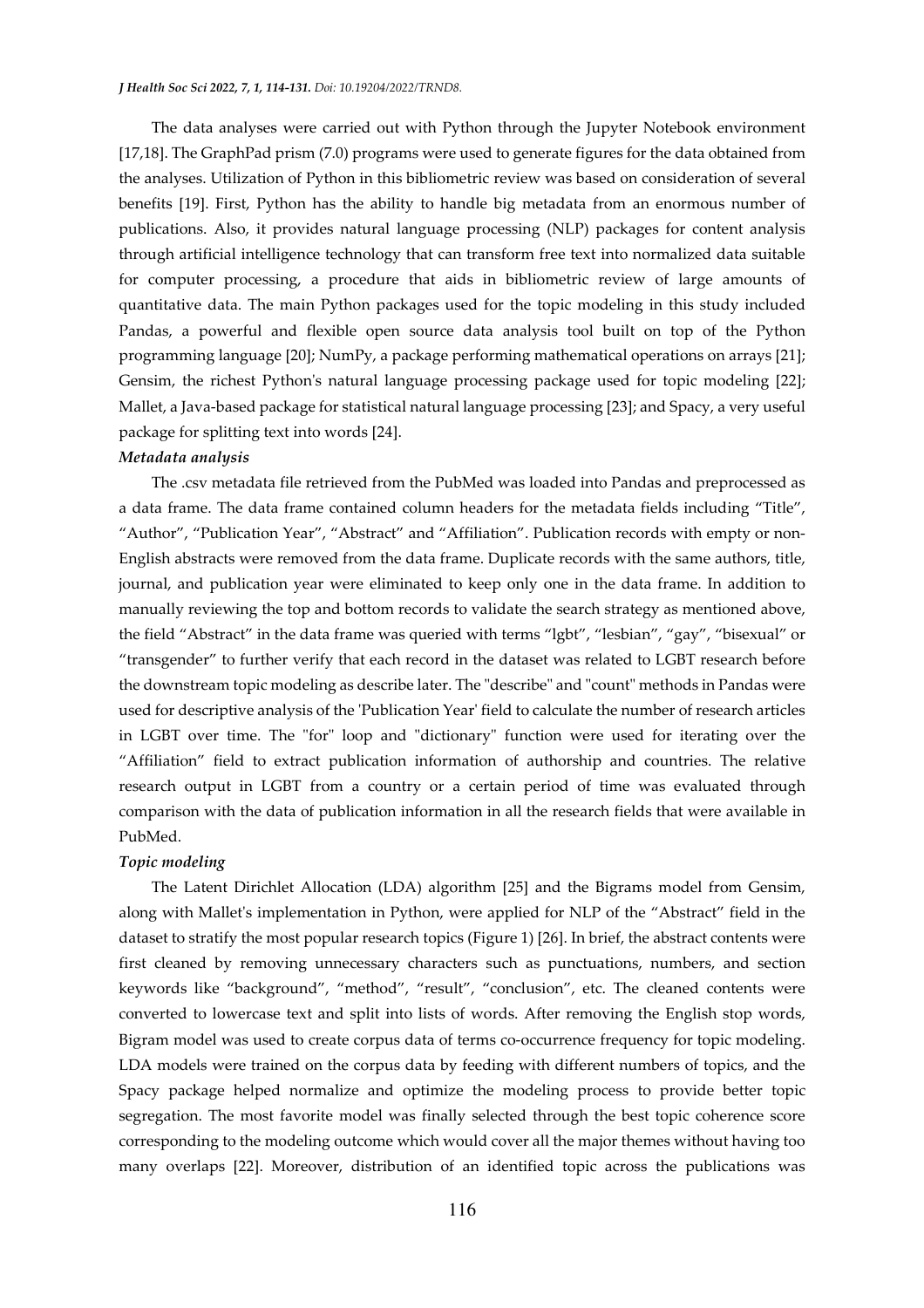The data analyses were carried out with Python through the Jupyter Notebook environment [17,18]. The GraphPad prism (7.0) programs were used to generate figures for the data obtained from the analyses. Utilization of Python in this bibliometric review was based on consideration of several benefits [19]. First, Python has the ability to handle big metadata from an enormous number of publications. Also, it provides natural language processing (NLP) packages for content analysis through artificial intelligence technology that can transform free text into normalized data suitable for computer processing, a procedure that aids in bibliometric review of large amounts of quantitative data. The main Python packages used for the topic modeling in this study included Pandas, a powerful and flexible open source data analysis tool built on top of the Python programming language [20]; NumPy, a package performing mathematical operations on arrays [21]; Gensim, the richest Python's natural language processing package used for topic modeling [22]; Mallet, a Java-based package for statistical natural language processing [23]; and Spacy, a very useful package for splitting text into words [24].

***Metadata analysis***

The .csv metadata file retrieved from the PubMed was loaded into Pandas and preprocessed as a data frame. The data frame contained column headers for the metadata fields including "Title", "Author", "Publication Year", "Abstract" and "Affiliation". Publication records with empty or non-English abstracts were removed from the data frame. Duplicate records with the same authors, title, journal, and publication year were eliminated to keep only one in the data frame. In addition to manually reviewing the top and bottom records to validate the search strategy as mentioned above, the field "Abstract" in the data frame was queried with terms "lgbt", "lesbian", "gay", "bisexual" or "transgender" to further verify that each record in the dataset was related to LGBT research before the downstream topic modeling as describe later. The "describe" and "count" methods in Pandas were used for descriptive analysis of the 'Publication Year' field to calculate the number of research articles in LGBT over time. The "for" loop and "dictionary" function were used for iterating over the "Affiliation" field to extract publication information of authorship and countries. The relative research output in LGBT from a country or a certain period of time was evaluated through comparison with the data of publication information in all the research fields that were available in PubMed.

***Topic modeling***

The Latent Dirichlet Allocation (LDA) algorithm [25] and the Bigrams model from Gensim, along with Mallet's implementation in Python, were applied for NLP of the "Abstract" field in the dataset to stratify the most popular research topics (Figure 1) [26]. In brief, the abstract contents were first cleaned by removing unnecessary characters such as punctuations, numbers, and section keywords like "background", "method", "result", "conclusion", etc. The cleaned contents were converted to lowercase text and split into lists of words. After removing the English stop words, Bigram model was used to create corpus data of terms co-occurrence frequency for topic modeling. LDA models were trained on the corpus data by feeding with different numbers of topics, and the Spacy package helped normalize and optimize the modeling process to provide better topic segregation. The most favorite model was finally selected through the best topic coherence score corresponding to the modeling outcome which would cover all the major themes without having too many overlaps [22]. Moreover, distribution of an identified topic across the publications was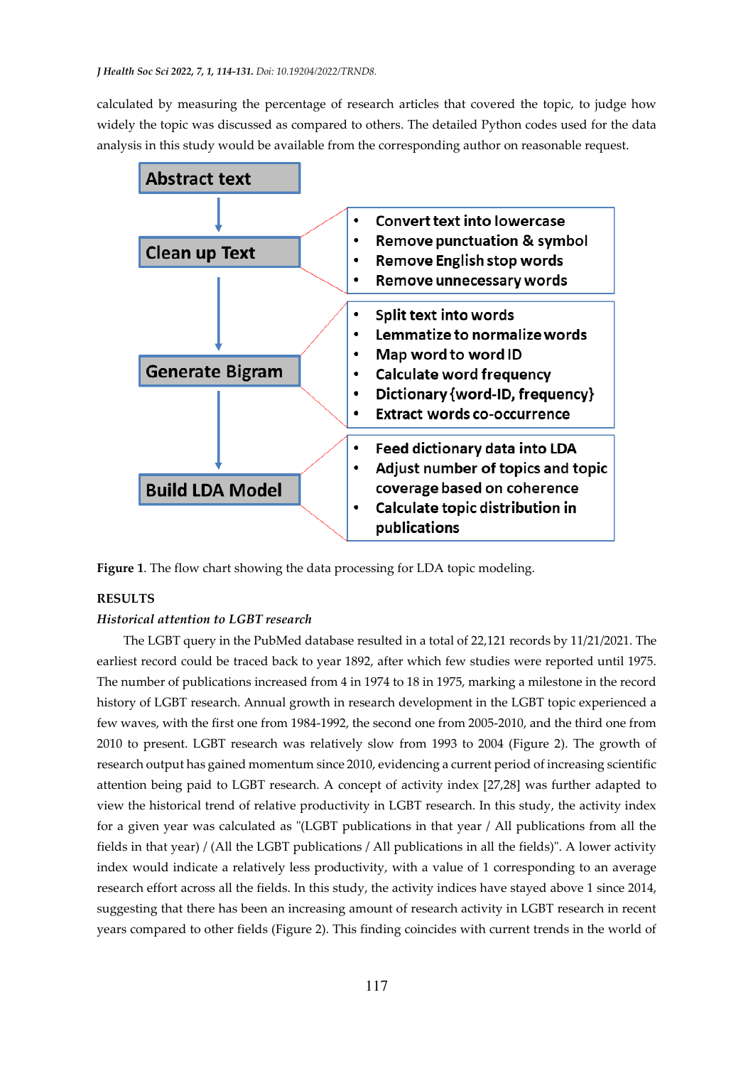calculated by measuring the percentage of research articles that covered the topic, to judge how widely the topic was discussed as compared to others. The detailed Python codes used for the data analysis in this study would be available from the corresponding author on reasonable request.

**Abstract text** → **Clean up Text**
- Convert text into lowercase
- Remove punctuation & symbol
- Remove English stop words
- Remove unnecessary words

→ **Generate Bigram**
- Split text into words
- Lemmatize to normalize words
- Map word to word ID
- Calculate word frequency
- Dictionary {word-ID, frequency}
- Extract words co-occurrence

→ **Build LDA Model**
- Feed dictionary data into LDA
- Adjust number of topics and topic coverage based on coherence
- Calculate topic distribution in publications

**Figure 1**. The flow chart showing the data processing for LDA topic modeling.

## RESULTS

### *Historical attention to LGBT research*

The LGBT query in the PubMed database resulted in a total of 22,121 records by 11/21/2021. The earliest record could be traced back to year 1892, after which few studies were reported until 1975. The number of publications increased from 4 in 1974 to 18 in 1975, marking a milestone in the record history of LGBT research. Annual growth in research development in the LGBT topic experienced a few waves, with the first one from 1984-1992, the second one from 2005-2010, and the third one from 2010 to present. LGBT research was relatively slow from 1993 to 2004 (Figure 2). The growth of research output has gained momentum since 2010, evidencing a current period of increasing scientific attention being paid to LGBT research. A concept of activity index [27,28] was further adapted to view the historical trend of relative productivity in LGBT research. In this study, the activity index for a given year was calculated as "(LGBT publications in that year / All publications from all the fields in that year) / (All the LGBT publications / All publications in all the fields)". A lower activity index would indicate a relatively less productivity, with a value of 1 corresponding to an average research effort across all the fields. In this study, the activity indices have stayed above 1 since 2014, suggesting that there has been an increasing amount of research activity in LGBT research in recent years compared to other fields (Figure 2). This finding coincides with current trends in the world of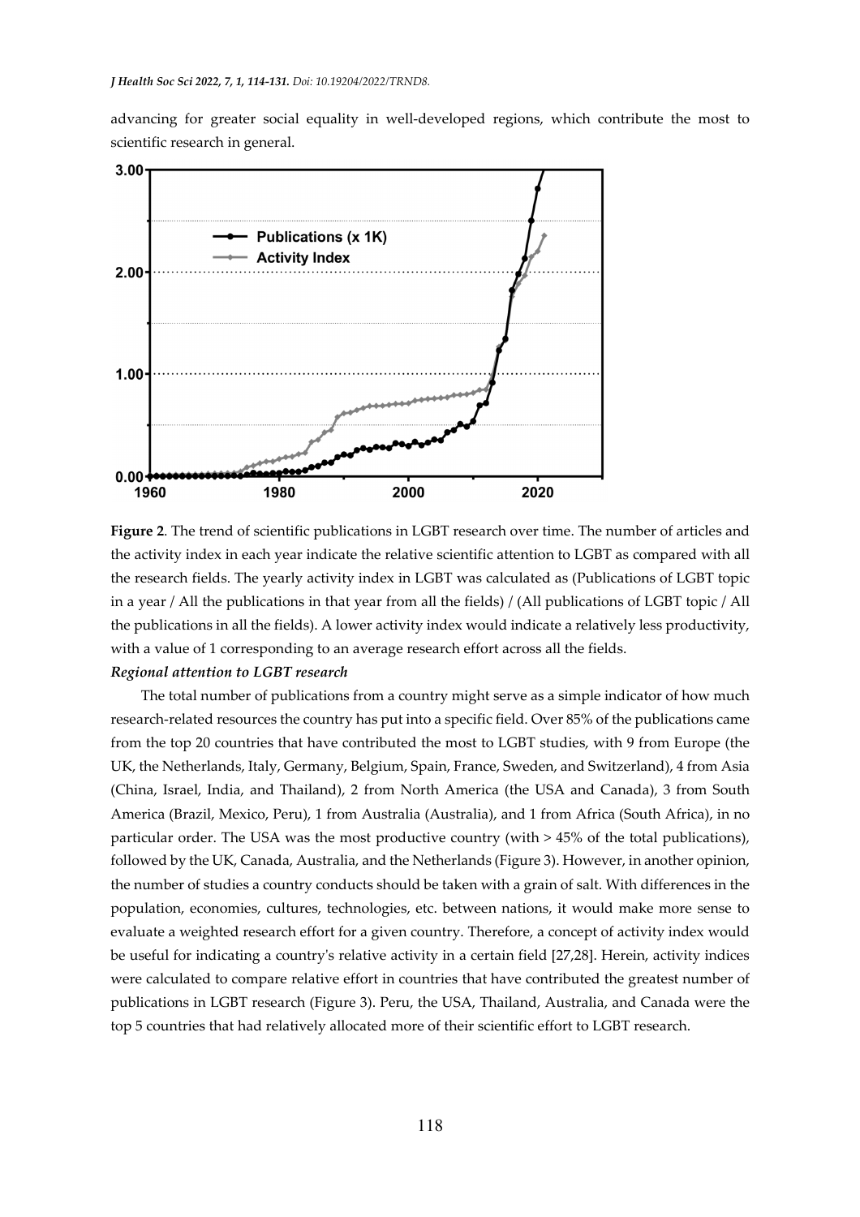advancing for greater social equality in well-developed regions, which contribute the most to scientific research in general.

**Figure 2**. The trend of scientific publications in LGBT research over time. The number of articles and the activity index in each year indicate the relative scientific attention to LGBT as compared with all the research fields. The yearly activity index in LGBT was calculated as (Publications of LGBT topic in a year / All the publications in that year from all the fields) / (All publications of LGBT topic / All the publications in all the fields). A lower activity index would indicate a relatively less productivity, with a value of 1 corresponding to an average research effort across all the fields.

***Regional attention to LGBT research***

The total number of publications from a country might serve as a simple indicator of how much research-related resources the country has put into a specific field. Over 85% of the publications came from the top 20 countries that have contributed the most to LGBT studies, with 9 from Europe (the UK, the Netherlands, Italy, Germany, Belgium, Spain, France, Sweden, and Switzerland), 4 from Asia (China, Israel, India, and Thailand), 2 from North America (the USA and Canada), 3 from South America (Brazil, Mexico, Peru), 1 from Australia (Australia), and 1 from Africa (South Africa), in no particular order. The USA was the most productive country (with > 45% of the total publications), followed by the UK, Canada, Australia, and the Netherlands (Figure 3). However, in another opinion, the number of studies a country conducts should be taken with a grain of salt. With differences in the population, economies, cultures, technologies, etc. between nations, it would make more sense to evaluate a weighted research effort for a given country. Therefore, a concept of activity index would be useful for indicating a country's relative activity in a certain field [27,28]. Herein, activity indices were calculated to compare relative effort in countries that have contributed the greatest number of publications in LGBT research (Figure 3). Peru, the USA, Thailand, Australia, and Canada were the top 5 countries that had relatively allocated more of their scientific effort to LGBT research.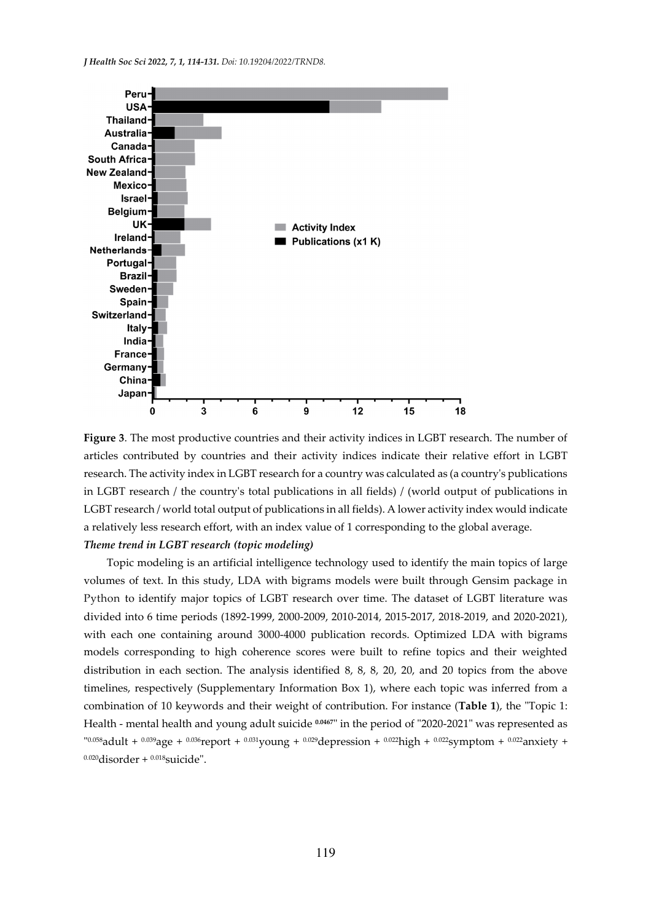**Figure 3**. The most productive countries and their activity indices in LGBT research. The number of articles contributed by countries and their activity indices indicate their relative effort in LGBT research. The activity index in LGBT research for a country was calculated as (a country's publications in LGBT research / the country's total publications in all fields) / (world output of publications in LGBT research / world total output of publications in all fields). A lower activity index would indicate a relatively less research effort, with an index value of 1 corresponding to the global average.

***Theme trend in LGBT research (topic modeling)***

Topic modeling is an artificial intelligence technology used to identify the main topics of large volumes of text. In this study, LDA with bigrams models were built through Gensim package in Python to identify major topics of LGBT research over time. The dataset of LGBT literature was divided into 6 time periods (1892-1999, 2000-2009, 2010-2014, 2015-2017, 2018-2019, and 2020-2021), with each one containing around 3000-4000 publication records. Optimized LDA with bigrams models corresponding to high coherence scores were built to refine topics and their weighted distribution in each section. The analysis identified 8, 8, 8, 20, 20, and 20 topics from the above timelines, respectively (Supplementary Information Box 1), where each topic was inferred from a combination of 10 keywords and their weight of contribution. For instance (**Table 1**), the "Topic 1: Health - mental health and young adult suicide $^{\mathbf{0.0467}}$" in the period of "2020-2021" was represented as "$^{0.058}$adult + $^{0.039}$age + $^{0.036}$report + $^{0.031}$young + $^{0.029}$depression + $^{0.022}$high + $^{0.022}$symptom + $^{0.022}$anxiety + $^{0.020}$disorder + $^{0.018}$suicide".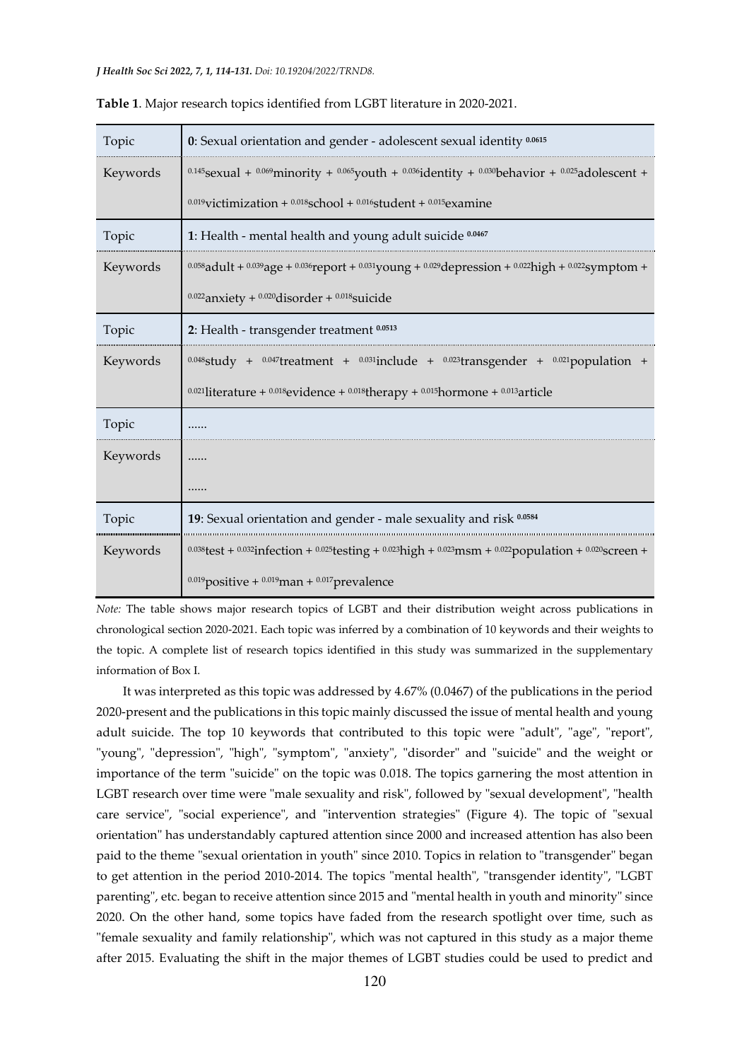**Table 1**. Major research topics identified from LGBT literature in 2020-2021.

| | |
|---|---|
| Topic | **0**: Sexual orientation and gender - adolescent sexual identity $^{0.0615}$ |
| Keywords | $^{0.145}$sexual + $^{0.069}$minority + $^{0.065}$youth + $^{0.036}$identity + $^{0.030}$behavior + $^{0.025}$adolescent + $^{0.019}$victimization + $^{0.018}$school + $^{0.016}$student + $^{0.015}$examine |
| Topic | **1**: Health - mental health and young adult suicide $^{0.0467}$ |
| Keywords | $^{0.058}$adult + $^{0.039}$age + $^{0.036}$report + $^{0.031}$young + $^{0.029}$depression + $^{0.022}$high + $^{0.022}$symptom + $^{0.022}$anxiety + $^{0.020}$disorder + $^{0.018}$suicide |
| Topic | **2**: Health - transgender treatment $^{0.0513}$ |
| Keywords | $^{0.048}$study + $^{0.047}$treatment + $^{0.031}$include + $^{0.023}$transgender + $^{0.021}$population + $^{0.021}$literature + $^{0.018}$evidence + $^{0.018}$therapy + $^{0.015}$hormone + $^{0.013}$article |
| Topic | …… |
| Keywords | …… …… |
| Topic | **19**: Sexual orientation and gender - male sexuality and risk $^{0.0584}$ |
| Keywords | $^{0.038}$test + $^{0.032}$infection + $^{0.025}$testing + $^{0.023}$high + $^{0.023}$msm + $^{0.022}$population + $^{0.020}$screen + $^{0.019}$positive + $^{0.019}$man + $^{0.017}$prevalence |

*Note:* The table shows major research topics of LGBT and their distribution weight across publications in chronological section 2020-2021. Each topic was inferred by a combination of 10 keywords and their weights to the topic. A complete list of research topics identified in this study was summarized in the supplementary information of Box I.

It was interpreted as this topic was addressed by 4.67% (0.0467) of the publications in the period 2020-present and the publications in this topic mainly discussed the issue of mental health and young adult suicide. The top 10 keywords that contributed to this topic were "adult", "age", "report", "young", "depression", "high", "symptom", "anxiety", "disorder" and "suicide" and the weight or importance of the term "suicide" on the topic was 0.018. The topics garnering the most attention in LGBT research over time were "male sexuality and risk", followed by "sexual development", "health care service", "social experience", and "intervention strategies" (Figure 4). The topic of "sexual orientation" has understandably captured attention since 2000 and increased attention has also been paid to the theme "sexual orientation in youth" since 2010. Topics in relation to "transgender" began to get attention in the period 2010-2014. The topics "mental health", "transgender identity", "LGBT parenting", etc. began to receive attention since 2015 and "mental health in youth and minority" since 2020. On the other hand, some topics have faded from the research spotlight over time, such as "female sexuality and family relationship", which was not captured in this study as a major theme after 2015. Evaluating the shift in the major themes of LGBT studies could be used to predict and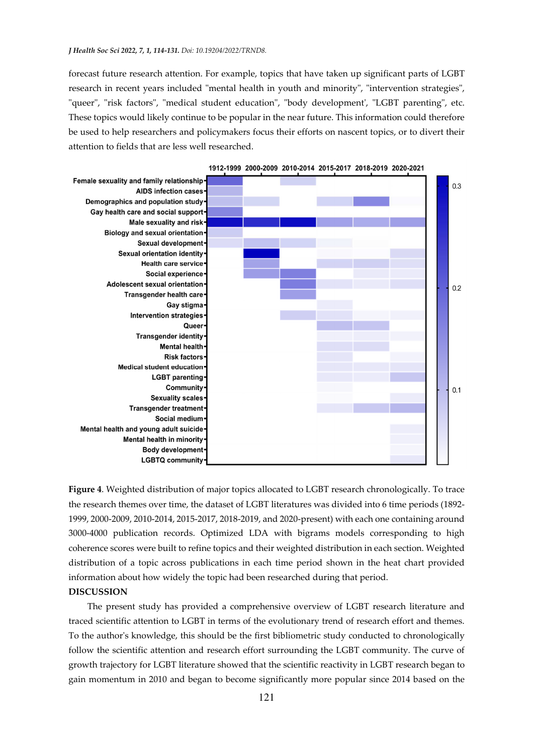forecast future research attention. For example, topics that have taken up significant parts of LGBT research in recent years included "mental health in youth and minority", "intervention strategies", "queer", "risk factors", "medical student education", "body development', "LGBT parenting", etc. These topics would likely continue to be popular in the near future. This information could therefore be used to help researchers and policymakers focus their efforts on nascent topics, or to divert their attention to fields that are less well researched.

**Figure 4**. Weighted distribution of major topics allocated to LGBT research chronologically. To trace the research themes over time, the dataset of LGBT literatures was divided into 6 time periods (1892-1999, 2000-2009, 2010-2014, 2015-2017, 2018-2019, and 2020-present) with each one containing around 3000-4000 publication records. Optimized LDA with bigrams models corresponding to high coherence scores were built to refine topics and their weighted distribution in each section. Weighted distribution of a topic across publications in each time period shown in the heat chart provided information about how widely the topic had been researched during that period.

## DISCUSSION

The present study has provided a comprehensive overview of LGBT research literature and traced scientific attention to LGBT in terms of the evolutionary trend of research effort and themes. To the author's knowledge, this should be the first bibliometric study conducted to chronologically follow the scientific attention and research effort surrounding the LGBT community. The curve of growth trajectory for LGBT literature showed that the scientific reactivity in LGBT research began to gain momentum in 2010 and began to become significantly more popular since 2014 based on the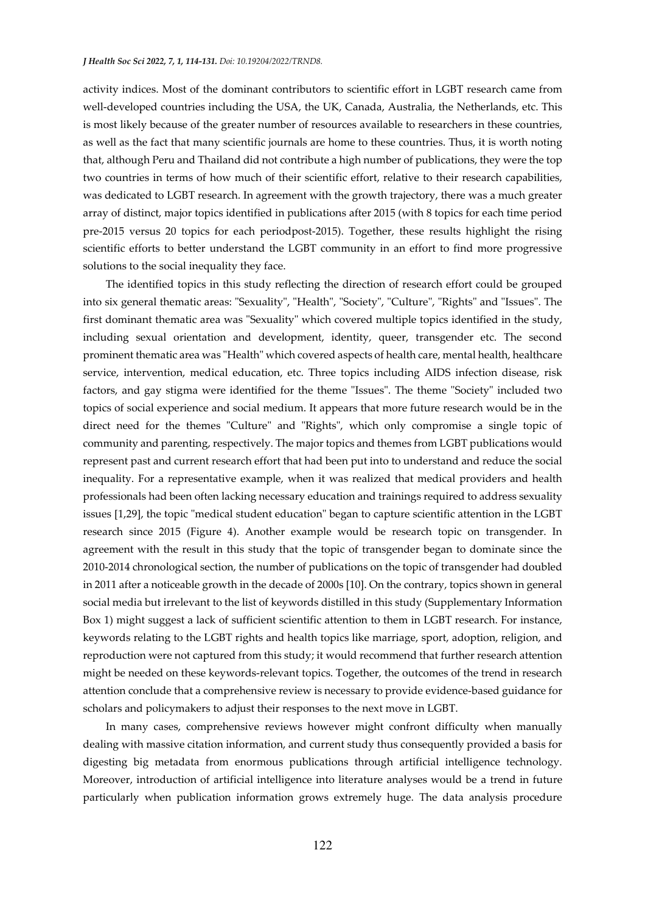activity indices. Most of the dominant contributors to scientific effort in LGBT research came from well-developed countries including the USA, the UK, Canada, Australia, the Netherlands, etc. This is most likely because of the greater number of resources available to researchers in these countries, as well as the fact that many scientific journals are home to these countries. Thus, it is worth noting that, although Peru and Thailand did not contribute a high number of publications, they were the top two countries in terms of how much of their scientific effort, relative to their research capabilities, was dedicated to LGBT research. In agreement with the growth trajectory, there was a much greater array of distinct, major topics identified in publications after 2015 (with 8 topics for each time period pre-2015 versus 20 topics for each periodpost-2015). Together, these results highlight the rising scientific efforts to better understand the LGBT community in an effort to find more progressive solutions to the social inequality they face.

The identified topics in this study reflecting the direction of research effort could be grouped into six general thematic areas: "Sexuality", "Health", "Society", "Culture", "Rights" and "Issues". The first dominant thematic area was "Sexuality" which covered multiple topics identified in the study, including sexual orientation and development, identity, queer, transgender etc. The second prominent thematic area was "Health" which covered aspects of health care, mental health, healthcare service, intervention, medical education, etc. Three topics including AIDS infection disease, risk factors, and gay stigma were identified for the theme "Issues". The theme "Society" included two topics of social experience and social medium. It appears that more future research would be in the direct need for the themes "Culture" and "Rights", which only compromise a single topic of community and parenting, respectively. The major topics and themes from LGBT publications would represent past and current research effort that had been put into to understand and reduce the social inequality. For a representative example, when it was realized that medical providers and health professionals had been often lacking necessary education and trainings required to address sexuality issues [1,29], the topic "medical student education" began to capture scientific attention in the LGBT research since 2015 (Figure 4). Another example would be research topic on transgender. In agreement with the result in this study that the topic of transgender began to dominate since the 2010-2014 chronological section, the number of publications on the topic of transgender had doubled in 2011 after a noticeable growth in the decade of 2000s [10]. On the contrary, topics shown in general social media but irrelevant to the list of keywords distilled in this study (Supplementary Information Box 1) might suggest a lack of sufficient scientific attention to them in LGBT research. For instance, keywords relating to the LGBT rights and health topics like marriage, sport, adoption, religion, and reproduction were not captured from this study; it would recommend that further research attention might be needed on these keywords-relevant topics. Together, the outcomes of the trend in research attention conclude that a comprehensive review is necessary to provide evidence-based guidance for scholars and policymakers to adjust their responses to the next move in LGBT.

In many cases, comprehensive reviews however might confront difficulty when manually dealing with massive citation information, and current study thus consequently provided a basis for digesting big metadata from enormous publications through artificial intelligence technology. Moreover, introduction of artificial intelligence into literature analyses would be a trend in future particularly when publication information grows extremely huge. The data analysis procedure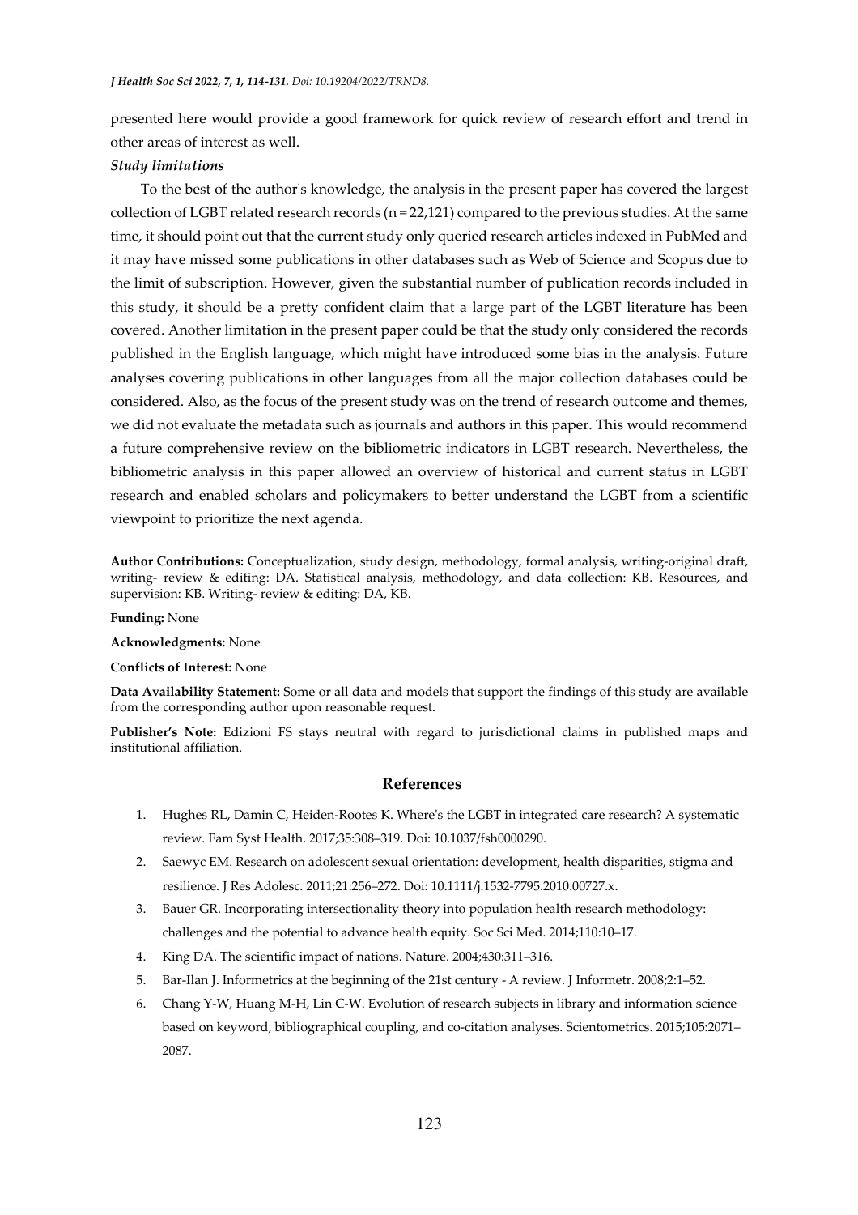presented here would provide a good framework for quick review of research effort and trend in other areas of interest as well.

***Study limitations***

To the best of the author's knowledge, the analysis in the present paper has covered the largest collection of LGBT related research records (n = 22,121) compared to the previous studies. At the same time, it should point out that the current study only queried research articles indexed in PubMed and it may have missed some publications in other databases such as Web of Science and Scopus due to the limit of subscription. However, given the substantial number of publication records included in this study, it should be a pretty confident claim that a large part of the LGBT literature has been covered. Another limitation in the present paper could be that the study only considered the records published in the English language, which might have introduced some bias in the analysis. Future analyses covering publications in other languages from all the major collection databases could be considered. Also, as the focus of the present study was on the trend of research outcome and themes, we did not evaluate the metadata such as journals and authors in this paper. This would recommend a future comprehensive review on the bibliometric indicators in LGBT research. Nevertheless, the bibliometric analysis in this paper allowed an overview of historical and current status in LGBT research and enabled scholars and policymakers to better understand the LGBT from a scientific viewpoint to prioritize the next agenda.

**Author Contributions:** Conceptualization, study design, methodology, formal analysis, writing-original draft, writing- review & editing: DA. Statistical analysis, methodology, and data collection: KB. Resources, and supervision: KB. Writing- review & editing: DA, KB.

**Funding:** None

**Acknowledgments:** None

**Conflicts of Interest:** None

**Data Availability Statement:** Some or all data and models that support the findings of this study are available from the corresponding author upon reasonable request.

**Publisher's Note:** Edizioni FS stays neutral with regard to jurisdictional claims in published maps and institutional affiliation.

## References

1. Hughes RL, Damin C, Heiden-Rootes K. Where's the LGBT in integrated care research? A systematic review. Fam Syst Health. 2017;35:308–319. Doi: 10.1037/fsh0000290.
2. Saewyc EM. Research on adolescent sexual orientation: development, health disparities, stigma and resilience. J Res Adolesc. 2011;21:256–272. Doi: 10.1111/j.1532-7795.2010.00727.x.
3. Bauer GR. Incorporating intersectionality theory into population health research methodology: challenges and the potential to advance health equity. Soc Sci Med. 2014;110:10–17.
4. King DA. The scientific impact of nations. Nature. 2004;430:311–316.
5. Bar-Ilan J. Informetrics at the beginning of the 21st century - A review. J Informetr. 2008;2:1–52.
6. Chang Y-W, Huang M-H, Lin C-W. Evolution of research subjects in library and information science based on keyword, bibliographical coupling, and co-citation analyses. Scientometrics. 2015;105:2071–2087.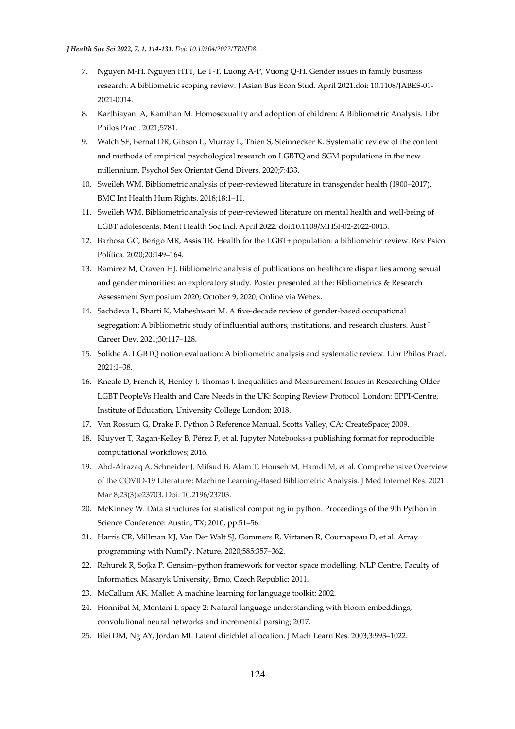7. Nguyen M-H, Nguyen HTT, Le T-T, Luong A-P, Vuong Q-H. Gender issues in family business research: A bibliometric scoping review. J Asian Bus Econ Stud. April 2021.doi: 10.1108/JABES-01-2021-0014.
8. Karthiayani A, Kamthan M. Homosexuality and adoption of children: A Bibliometric Analysis. Libr Philos Pract. 2021;5781.
9. Walch SE, Bernal DR, Gibson L, Murray L, Thien S, Steinnecker K. Systematic review of the content and methods of empirical psychological research on LGBTQ and SGM populations in the new millennium. Psychol Sex Orientat Gend Divers. 2020;7:433.
10. Sweileh WM. Bibliometric analysis of peer-reviewed literature in transgender health (1900–2017). BMC Int Health Hum Rights. 2018;18:1–11.
11. Sweileh WM. Bibliometric analysis of peer-reviewed literature on mental health and well-being of LGBT adolescents. Ment Health Soc Incl. April 2022. doi:10.1108/MHSI-02-2022-0013.
12. Barbosa GC, Berigo MR, Assis TR. Health for the LGBT+ population: a bibliometric review. Rev Psicol Política. 2020;20:149–164.
13. Ramirez M, Craven HJ. Bibliometric analysis of publications on healthcare disparities among sexual and gender minorities: an exploratory study. Poster presented at the: Bibliometrics & Research Assessment Symposium 2020; October 9, 2020; Online via Webex.
14. Sachdeva L, Bharti K, Maheshwari M. A five-decade review of gender-based occupational segregation: A bibliometric study of influential authors, institutions, and research clusters. Aust J Career Dev. 2021;30:117–128.
15. Solkhe A. LGBTQ notion evaluation: A bibliometric analysis and systematic review. Libr Philos Pract. 2021:1–38.
16. Kneale D, French R, Henley J, Thomas J. Inequalities and Measurement Issues in Researching Older LGBT PeopleVs Health and Care Needs in the UK: Scoping Review Protocol. London: EPPI-Centre, Institute of Education, University College London; 2018.
17. Van Rossum G, Drake F. Python 3 Reference Manual. Scotts Valley, CA: CreateSpace; 2009.
18. Kluyver T, Ragan-Kelley B, Pérez F, et al. Jupyter Notebooks-a publishing format for reproducible computational workflows; 2016.
19. Abd-Alrazaq A, Schneider J, Mifsud B, Alam T, Househ M, Hamdi M, et al. Comprehensive Overview of the COVID-19 Literature: Machine Learning-Based Bibliometric Analysis. J Med Internet Res. 2021 Mar 8;23(3):e23703. Doi: 10.2196/23703.
20. McKinney W. Data structures for statistical computing in python. Proceedings of the 9th Python in Science Conference: Austin, TX; 2010, pp.51–56.
21. Harris CR, Millman KJ, Van Der Walt SJ, Gommers R, Virtanen R, Cournapeau D, et al. Array programming with NumPy. Nature. 2020;585:357–362.
22. Rehurek R, Sojka P. Gensim–python framework for vector space modelling. NLP Centre, Faculty of Informatics, Masaryk University, Brno, Czech Republic; 2011.
23. McCallum AK. Mallet: A machine learning for language toolkit; 2002.
24. Honnibal M, Montani I. spacy 2: Natural language understanding with bloom embeddings, convolutional neural networks and incremental parsing; 2017.
25. Blei DM, Ng AY, Jordan MI. Latent dirichlet allocation. J Mach Learn Res. 2003;3:993–1022.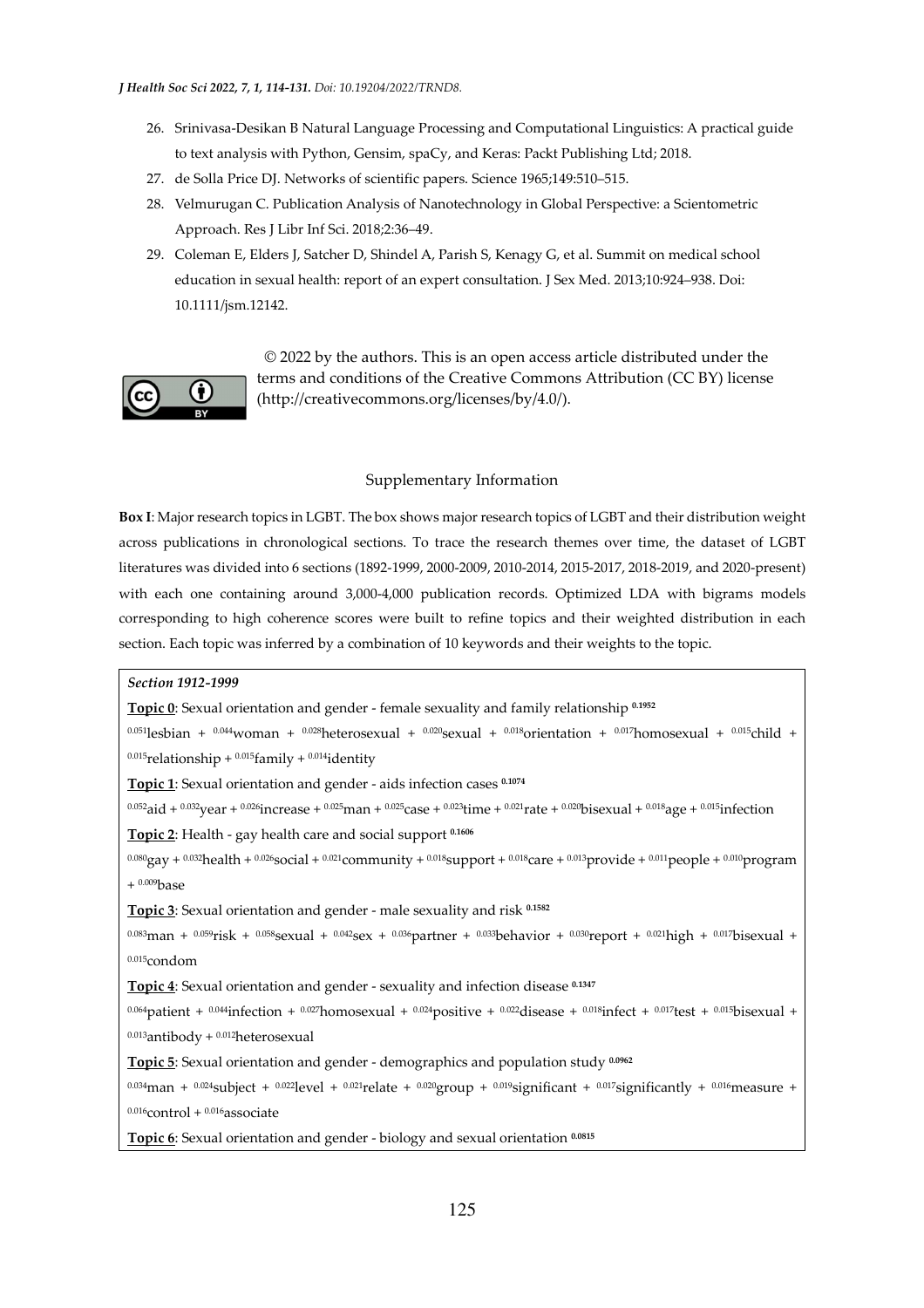26. Srinivasa-Desikan B Natural Language Processing and Computational Linguistics: A practical guide to text analysis with Python, Gensim, spaCy, and Keras: Packt Publishing Ltd; 2018.
27. de Solla Price DJ. Networks of scientific papers. Science 1965;149:510–515.
28. Velmurugan C. Publication Analysis of Nanotechnology in Global Perspective: a Scientometric Approach. Res J Libr Inf Sci. 2018;2:36–49.
29. Coleman E, Elders J, Satcher D, Shindel A, Parish S, Kenagy G, et al. Summit on medical school education in sexual health: report of an expert consultation. J Sex Med. 2013;10:924–938. Doi: 10.1111/jsm.12142.

© 2022 by the authors. This is an open access article distributed under the terms and conditions of the Creative Commons Attribution (CC BY) license (http://creativecommons.org/licenses/by/4.0/).

## Supplementary Information

**Box I**: Major research topics in LGBT. The box shows major research topics of LGBT and their distribution weight across publications in chronological sections. To trace the research themes over time, the dataset of LGBT literatures was divided into 6 sections (1892-1999, 2000-2009, 2010-2014, 2015-2017, 2018-2019, and 2020-present) with each one containing around 3,000-4,000 publication records. Optimized LDA with bigrams models corresponding to high coherence scores were built to refine topics and their weighted distribution in each section. Each topic was inferred by a combination of 10 keywords and their weights to the topic.

***Section 1912-1999***

**Topic 0**: Sexual orientation and gender - female sexuality and family relationship **0.1952**

$^{0.051}$lesbian + $^{0.044}$woman + $^{0.028}$heterosexual + $^{0.020}$sexual + $^{0.018}$orientation + $^{0.017}$homosexual + $^{0.015}$child + $^{0.015}$relationship + $^{0.015}$family + $^{0.014}$identity

**Topic 1**: Sexual orientation and gender - aids infection cases **0.1074**

$^{0.052}$aid + $^{0.032}$year + $^{0.026}$increase + $^{0.025}$man + $^{0.025}$case + $^{0.023}$time + $^{0.021}$rate + $^{0.020}$bisexual + $^{0.018}$age + $^{0.015}$infection

**Topic 2**: Health - gay health care and social support **0.1606**

$^{0.080}$gay + $^{0.032}$health + $^{0.026}$social + $^{0.021}$community + $^{0.018}$support + $^{0.018}$care + $^{0.013}$provide + $^{0.011}$people + $^{0.010}$program + $^{0.009}$base

**Topic 3**: Sexual orientation and gender - male sexuality and risk **0.1582**

$^{0.083}$man + $^{0.059}$risk + $^{0.058}$sexual + $^{0.042}$sex + $^{0.036}$partner + $^{0.033}$behavior + $^{0.030}$report + $^{0.021}$high + $^{0.017}$bisexual + $^{0.015}$condom

**Topic 4**: Sexual orientation and gender - sexuality and infection disease **0.1347**

$^{0.064}$patient + $^{0.044}$infection + $^{0.027}$homosexual + $^{0.024}$positive + $^{0.022}$disease + $^{0.018}$infect + $^{0.017}$test + $^{0.015}$bisexual + $^{0.013}$antibody + $^{0.012}$heterosexual

**Topic 5**: Sexual orientation and gender - demographics and population study **0.0962**

$^{0.034}$man + $^{0.024}$subject + $^{0.022}$level + $^{0.021}$relate + $^{0.020}$group + $^{0.019}$significant + $^{0.017}$significantly + $^{0.016}$measure + $^{0.016}$control + $^{0.016}$associate

**Topic 6**: Sexual orientation and gender - biology and sexual orientation **0.0815**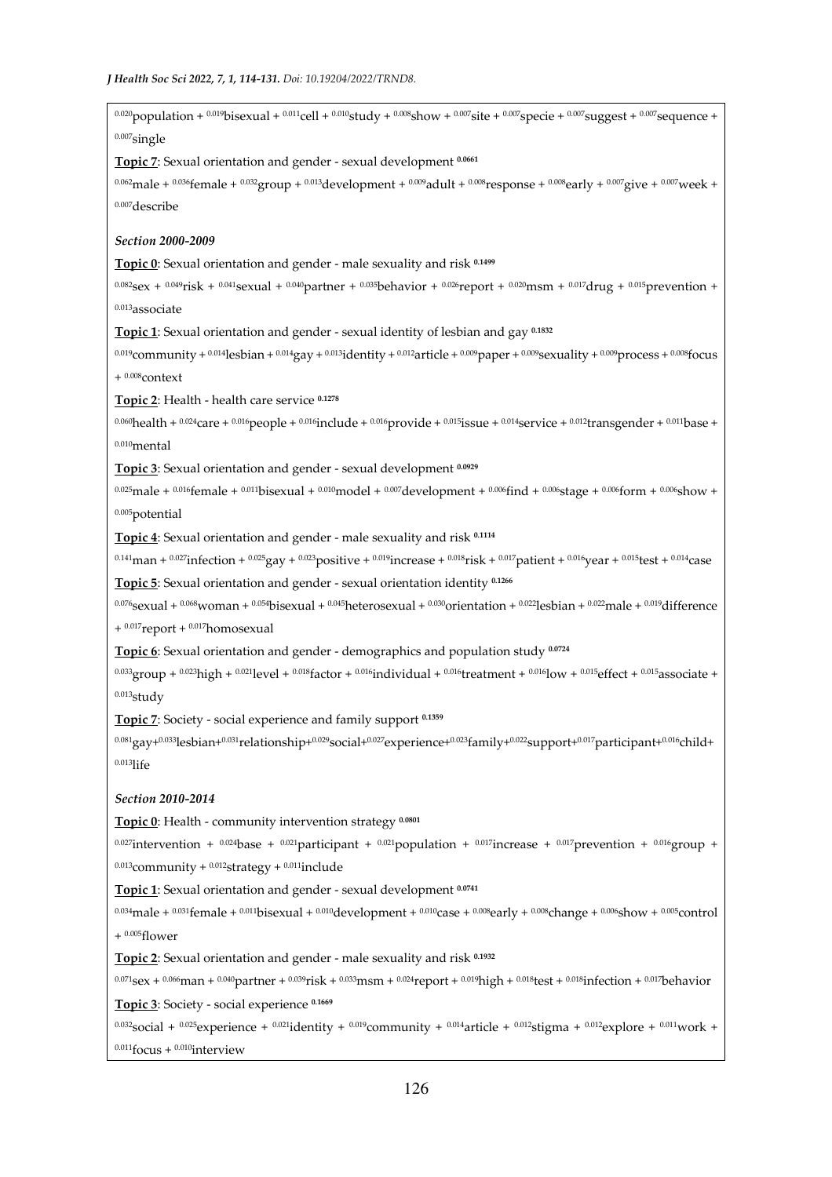$^{0.020}$population + $^{0.019}$bisexual + $^{0.011}$cell + $^{0.010}$study + $^{0.008}$show + $^{0.007}$site + $^{0.007}$specie + $^{0.007}$suggest + $^{0.007}$sequence + $^{0.007}$single

**Topic 7**: Sexual orientation and gender - sexual development $^{0.0661}$

$^{0.062}$male + $^{0.036}$female + $^{0.032}$group + $^{0.013}$development + $^{0.009}$adult + $^{0.008}$response + $^{0.008}$early + $^{0.007}$give + $^{0.007}$week + $^{0.007}$describe

***Section 2000-2009***

**Topic 0**: Sexual orientation and gender - male sexuality and risk $^{0.1499}$

$^{0.082}$sex + $^{0.049}$risk + $^{0.041}$sexual + $^{0.040}$partner + $^{0.035}$behavior + $^{0.026}$report + $^{0.020}$msm + $^{0.017}$drug + $^{0.015}$prevention + $^{0.013}$associate

**Topic 1**: Sexual orientation and gender - sexual identity of lesbian and gay $^{0.1832}$

$^{0.019}$community + $^{0.014}$lesbian + $^{0.014}$gay + $^{0.013}$identity + $^{0.012}$article + $^{0.009}$paper + $^{0.009}$sexuality + $^{0.009}$process + $^{0.008}$focus + $^{0.008}$context

**Topic 2**: Health - health care service $^{0.1278}$

$^{0.060}$health + $^{0.024}$care + $^{0.016}$people + $^{0.016}$include + $^{0.016}$provide + $^{0.015}$issue + $^{0.014}$service + $^{0.012}$transgender + $^{0.011}$base + $^{0.010}$mental

**Topic 3**: Sexual orientation and gender - sexual development $^{0.0929}$

$^{0.025}$male + $^{0.016}$female + $^{0.011}$bisexual + $^{0.010}$model + $^{0.007}$development + $^{0.006}$find + $^{0.006}$stage + $^{0.006}$form + $^{0.006}$show + $^{0.005}$potential

**Topic 4**: Sexual orientation and gender - male sexuality and risk $^{0.1114}$

$^{0.141}$man + $^{0.027}$infection + $^{0.025}$gay + $^{0.023}$positive + $^{0.019}$increase + $^{0.018}$risk + $^{0.017}$patient + $^{0.016}$year + $^{0.015}$test + $^{0.014}$case

**Topic 5**: Sexual orientation and gender - sexual orientation identity $^{0.1266}$

$^{0.076}$sexual + $^{0.068}$woman + $^{0.054}$bisexual + $^{0.045}$heterosexual + $^{0.030}$orientation + $^{0.022}$lesbian + $^{0.022}$male + $^{0.019}$difference + $^{0.017}$report + $^{0.017}$homosexual

**Topic 6**: Sexual orientation and gender - demographics and population study $^{0.0724}$

$^{0.033}$group + $^{0.023}$high + $^{0.021}$level + $^{0.018}$factor + $^{0.016}$individual + $^{0.016}$treatment + $^{0.016}$low + $^{0.015}$effect + $^{0.015}$associate + $^{0.013}$study

**Topic 7**: Society - social experience and family support $^{0.1359}$

$^{0.081}$gay+$^{0.033}$lesbian+$^{0.031}$relationship+$^{0.029}$social+$^{0.027}$experience+$^{0.023}$family+$^{0.022}$support+$^{0.017}$participant+$^{0.016}$child+$^{0.013}$life

***Section 2010-2014***

**Topic 0**: Health - community intervention strategy $^{0.0801}$

$^{0.027}$intervention + $^{0.024}$base + $^{0.021}$participant + $^{0.021}$population + $^{0.017}$increase + $^{0.017}$prevention + $^{0.016}$group + $^{0.013}$community + $^{0.012}$strategy + $^{0.011}$include

**Topic 1**: Sexual orientation and gender - sexual development $^{0.0741}$

$^{0.034}$male + $^{0.031}$female + $^{0.011}$bisexual + $^{0.010}$development + $^{0.010}$case + $^{0.008}$early + $^{0.008}$change + $^{0.006}$show + $^{0.005}$control + $^{0.005}$flower

**Topic 2**: Sexual orientation and gender - male sexuality and risk $^{0.1932}$

$^{0.071}$sex + $^{0.066}$man + $^{0.040}$partner + $^{0.039}$risk + $^{0.033}$msm + $^{0.024}$report + $^{0.019}$high + $^{0.018}$test + $^{0.018}$infection + $^{0.017}$behavior

**Topic 3**: Society - social experience $^{0.1669}$

$^{0.032}$social + $^{0.025}$experience + $^{0.021}$identity + $^{0.019}$community + $^{0.014}$article + $^{0.012}$stigma + $^{0.012}$explore + $^{0.011}$work + $^{0.011}$focus + $^{0.010}$interview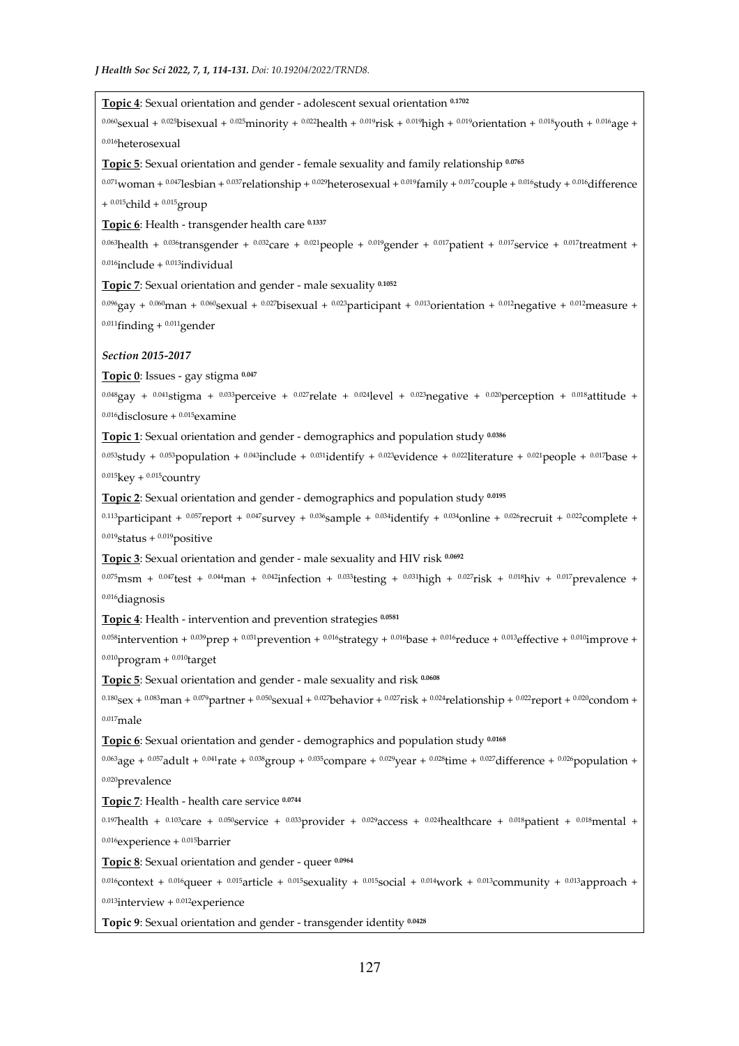**<u>Topic 4</u>**: Sexual orientation and gender - adolescent sexual orientation $^{0.1702}$

$^{0.060}$sexual + $^{0.025}$bisexual + $^{0.025}$minority + $^{0.022}$health + $^{0.019}$risk + $^{0.019}$high + $^{0.019}$orientation + $^{0.018}$youth + $^{0.016}$age + $^{0.016}$heterosexual

**<u>Topic 5</u>**: Sexual orientation and gender - female sexuality and family relationship $^{0.0765}$

$^{0.071}$woman + $^{0.047}$lesbian + $^{0.037}$relationship + $^{0.029}$heterosexual + $^{0.019}$family + $^{0.017}$couple + $^{0.016}$study + $^{0.016}$difference + $^{0.015}$child + $^{0.015}$group

**<u>Topic 6</u>**: Health - transgender health care $^{0.1337}$

$^{0.063}$health + $^{0.036}$transgender + $^{0.032}$care + $^{0.021}$people + $^{0.019}$gender + $^{0.017}$patient + $^{0.017}$service + $^{0.017}$treatment + $^{0.016}$include + $^{0.013}$individual

**<u>Topic 7</u>**: Sexual orientation and gender - male sexuality $^{0.1052}$

$^{0.096}$gay + $^{0.060}$man + $^{0.060}$sexual + $^{0.027}$bisexual + $^{0.023}$participant + $^{0.013}$orientation + $^{0.012}$negative + $^{0.012}$measure + $^{0.011}$finding + $^{0.011}$gender

*Section 2015-2017*

**<u>Topic 0</u>**: Issues - gay stigma $^{0.047}$

$^{0.048}$gay + $^{0.041}$stigma + $^{0.033}$perceive + $^{0.027}$relate + $^{0.024}$level + $^{0.023}$negative + $^{0.020}$perception + $^{0.018}$attitude + $^{0.016}$disclosure + $^{0.015}$examine

**<u>Topic 1</u>**: Sexual orientation and gender - demographics and population study $^{0.0386}$

$^{0.053}$study + $^{0.053}$population + $^{0.043}$include + $^{0.031}$identify + $^{0.023}$evidence + $^{0.022}$literature + $^{0.021}$people + $^{0.017}$base + $^{0.015}$key + $^{0.015}$country

**<u>Topic 2</u>**: Sexual orientation and gender - demographics and population study $^{0.0195}$

$^{0.113}$participant + $^{0.057}$report + $^{0.047}$survey + $^{0.036}$sample + $^{0.034}$identify + $^{0.034}$online + $^{0.026}$recruit + $^{0.022}$complete + $^{0.019}$status + $^{0.019}$positive

**<u>Topic 3</u>**: Sexual orientation and gender - male sexuality and HIV risk $^{0.0692}$

$^{0.075}$msm + $^{0.047}$test + $^{0.044}$man + $^{0.042}$infection + $^{0.033}$testing + $^{0.031}$high + $^{0.027}$risk + $^{0.018}$hiv + $^{0.017}$prevalence + $^{0.016}$diagnosis

**<u>Topic 4</u>**: Health - intervention and prevention strategies $^{0.0581}$

$^{0.058}$intervention + $^{0.039}$prep + $^{0.031}$prevention + $^{0.016}$strategy + $^{0.016}$base + $^{0.016}$reduce + $^{0.013}$effective + $^{0.010}$improve + $^{0.010}$program + $^{0.010}$target

**<u>Topic 5</u>**: Sexual orientation and gender - male sexuality and risk $^{0.0608}$

$^{0.180}$sex + $^{0.083}$man + $^{0.079}$partner + $^{0.050}$sexual + $^{0.027}$behavior + $^{0.027}$risk + $^{0.024}$relationship + $^{0.022}$report + $^{0.020}$condom + $^{0.017}$male

**<u>Topic 6</u>**: Sexual orientation and gender - demographics and population study $^{0.0168}$

$^{0.063}$age + $^{0.057}$adult + $^{0.041}$rate + $^{0.038}$group + $^{0.035}$compare + $^{0.029}$year + $^{0.028}$time + $^{0.027}$difference + $^{0.026}$population + $^{0.020}$prevalence

**<u>Topic 7</u>**: Health - health care service $^{0.0744}$

$^{0.197}$health + $^{0.103}$care + $^{0.050}$service + $^{0.033}$provider + $^{0.029}$access + $^{0.024}$healthcare + $^{0.018}$patient + $^{0.018}$mental + $^{0.016}$experience + $^{0.015}$barrier

**<u>Topic 8</u>**: Sexual orientation and gender - queer $^{0.0964}$

$^{0.016}$context + $^{0.016}$queer + $^{0.015}$article + $^{0.015}$sexuality + $^{0.015}$social + $^{0.014}$work + $^{0.013}$community + $^{0.013}$approach + $^{0.013}$interview + $^{0.012}$experience

**Topic 9**: Sexual orientation and gender - transgender identity $^{0.0428}$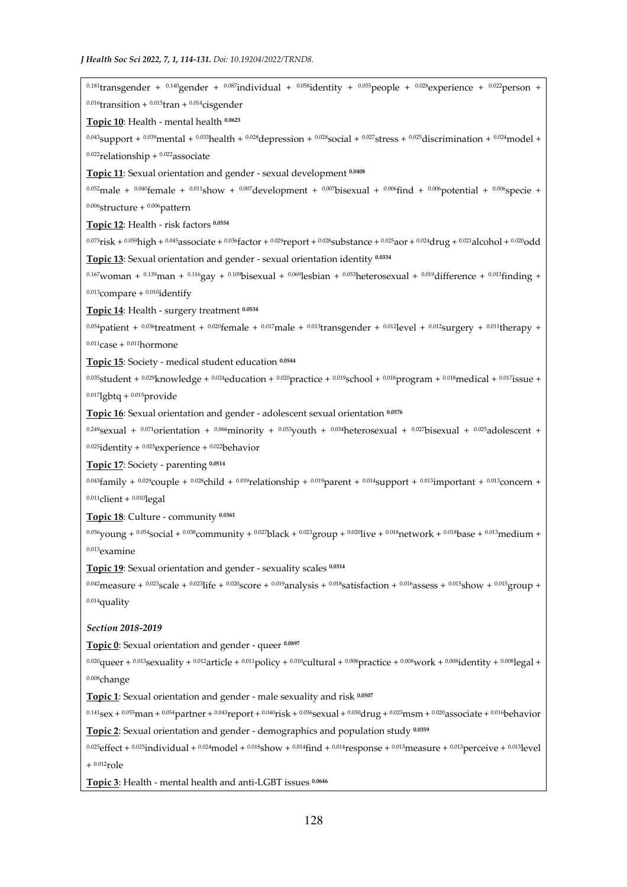$^{0.181}$transgender + $^{0.140}$gender + $^{0.087}$individual + $^{0.058}$identity + $^{0.055}$people + $^{0.028}$experience + $^{0.022}$person + $^{0.016}$transition + $^{0.015}$tran + $^{0.014}$cisgender

**Topic 10**: Health - mental health **0.0623**

$^{0.043}$support + $^{0.039}$mental + $^{0.033}$health + $^{0.028}$depression + $^{0.028}$social + $^{0.027}$stress + $^{0.025}$discrimination + $^{0.024}$model + $^{0.022}$relationship + $^{0.022}$associate

**Topic 11**: Sexual orientation and gender - sexual development **0.0408**

$^{0.052}$male + $^{0.040}$female + $^{0.011}$show + $^{0.007}$development + $^{0.007}$bisexual + $^{0.006}$find + $^{0.006}$potential + $^{0.006}$specie + $^{0.006}$structure + $^{0.006}$pattern

**Topic 12**: Health - risk factors **0.0554**

$^{0.073}$risk + $^{0.059}$high + $^{0.045}$associate + $^{0.036}$factor + $^{0.029}$report + $^{0.028}$substance + $^{0.025}$aor + $^{0.024}$drug + $^{0.021}$alcohol + $^{0.020}$odd

**Topic 13**: Sexual orientation and gender - sexual orientation identity **0.0334**

$^{0.167}$woman + $^{0.139}$man + $^{0.116}$gay + $^{0.109}$bisexual + $^{0.069}$lesbian + $^{0.053}$heterosexual + $^{0.019}$difference + $^{0.013}$finding + $^{0.013}$compare + $^{0.010}$identify

**Topic 14**: Health - surgery treatment **0.0534**

$^{0.054}$patient + $^{0.036}$treatment + $^{0.020}$female + $^{0.017}$male + $^{0.013}$transgender + $^{0.012}$level + $^{0.012}$surgery + $^{0.011}$therapy + $^{0.011}$case + $^{0.011}$hormone

**Topic 15**: Society - medical student education **0.0544**

$^{0.035}$student + $^{0.029}$knowledge + $^{0.024}$education + $^{0.020}$practice + $^{0.019}$school + $^{0.018}$program + $^{0.018}$medical + $^{0.017}$issue + $^{0.017}$lgbtq + $^{0.015}$provide

**Topic 16**: Sexual orientation and gender - adolescent sexual orientation **0.0576**

$^{0.249}$sexual + $^{0.071}$orientation + $^{0.066}$minority + $^{0.053}$youth + $^{0.034}$heterosexual + $^{0.027}$bisexual + $^{0.025}$adolescent + $^{0.025}$identity + $^{0.025}$experience + $^{0.022}$behavior

**Topic 17**: Society - parenting **0.0514**

$^{0.043}$family + $^{0.029}$couple + $^{0.028}$child + $^{0.019}$relationship + $^{0.019}$parent + $^{0.014}$support + $^{0.013}$important + $^{0.013}$concern + $^{0.011}$client + $^{0.010}$legal

**Topic 18**: Culture - community **0.0361**

$^{0.056}$young + $^{0.054}$social + $^{0.038}$community + $^{0.027}$black + $^{0.023}$group + $^{0.020}$live + $^{0.018}$network + $^{0.018}$base + $^{0.013}$medium + $^{0.013}$examine

**Topic 19**: Sexual orientation and gender - sexuality scales **0.0314**

$^{0.042}$measure + $^{0.023}$scale + $^{0.023}$life + $^{0.020}$score + $^{0.019}$analysis + $^{0.018}$satisfaction + $^{0.016}$assess + $^{0.015}$show + $^{0.015}$group + $^{0.014}$quality

***Section 2018-2019***

**Topic 0**: Sexual orientation and gender - queer **0.0897**

$^{0.020}$queer + $^{0.013}$sexuality + $^{0.012}$article + $^{0.011}$policy + $^{0.010}$cultural + $^{0.008}$practice + $^{0.008}$work + $^{0.008}$identity + $^{0.008}$legal + $^{0.008}$change

**Topic 1**: Sexual orientation and gender - male sexuality and risk **0.0507**

$^{0.141}$sex + $^{0.055}$man + $^{0.054}$partner + $^{0.043}$report + $^{0.040}$risk + $^{0.036}$sexual + $^{0.030}$drug + $^{0.023}$msm + $^{0.020}$associate + $^{0.016}$behavior

**Topic 2**: Sexual orientation and gender - demographics and population study **0.0359**

$^{0.025}$effect + $^{0.025}$individual + $^{0.024}$model + $^{0.018}$show + $^{0.014}$find + $^{0.014}$response + $^{0.013}$measure + $^{0.013}$perceive + $^{0.013}$level + $^{0.012}$role

**Topic 3**: Health - mental health and anti-LGBT issues **0.0646**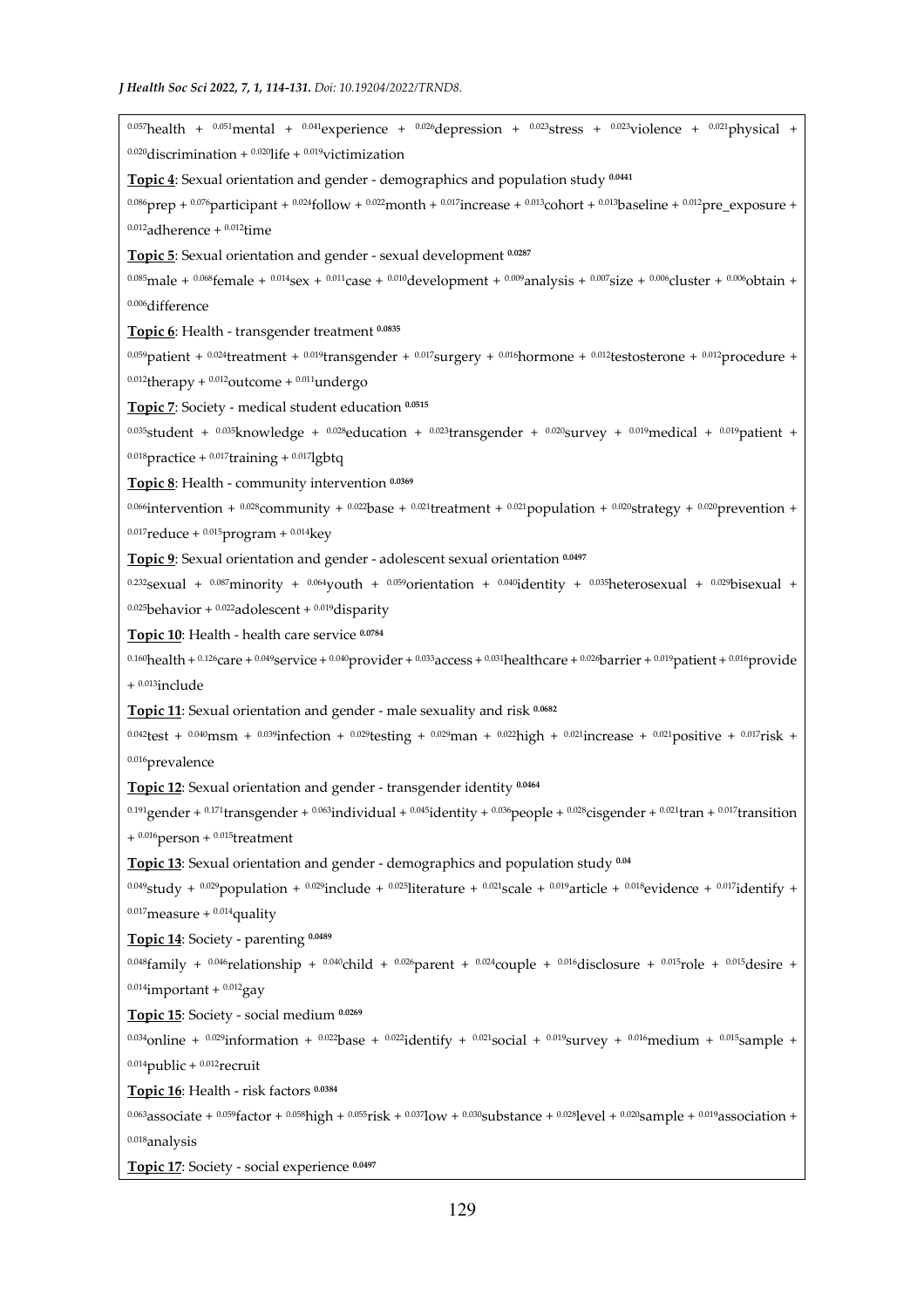$^{0.057}$health + $^{0.051}$mental + $^{0.041}$experience + $^{0.026}$depression + $^{0.023}$stress + $^{0.023}$violence + $^{0.021}$physical + $^{0.020}$discrimination + $^{0.020}$life + $^{0.019}$victimization

**Topic 4**: Sexual orientation and gender - demographics and population study **0.0441**

$^{0.086}$prep + $^{0.076}$participant + $^{0.024}$follow + $^{0.022}$month + $^{0.017}$increase + $^{0.013}$cohort + $^{0.013}$baseline + $^{0.012}$pre_exposure + $^{0.012}$adherence + $^{0.012}$time

**Topic 5**: Sexual orientation and gender - sexual development **0.0287**

$^{0.085}$male + $^{0.068}$female + $^{0.014}$sex + $^{0.011}$case + $^{0.010}$development + $^{0.009}$analysis + $^{0.007}$size + $^{0.006}$cluster + $^{0.006}$obtain + $^{0.006}$difference

**Topic 6**: Health - transgender treatment **0.0835**

$^{0.059}$patient + $^{0.024}$treatment + $^{0.019}$transgender + $^{0.017}$surgery + $^{0.016}$hormone + $^{0.012}$testosterone + $^{0.012}$procedure + $^{0.012}$therapy + $^{0.012}$outcome + $^{0.011}$undergo

**Topic 7**: Society - medical student education **0.0515**

$^{0.035}$student + $^{0.035}$knowledge + $^{0.028}$education + $^{0.023}$transgender + $^{0.020}$survey + $^{0.019}$medical + $^{0.019}$patient + $^{0.018}$practice + $^{0.017}$training + $^{0.017}$lgbtq

**Topic 8**: Health - community intervention **0.0369**

$^{0.066}$intervention + $^{0.028}$community + $^{0.022}$base + $^{0.021}$treatment + $^{0.021}$population + $^{0.020}$strategy + $^{0.020}$prevention + $^{0.017}$reduce + $^{0.015}$program + $^{0.014}$key

**Topic 9**: Sexual orientation and gender - adolescent sexual orientation **0.0497**

$^{0.232}$sexual + $^{0.087}$minority + $^{0.064}$youth + $^{0.059}$orientation + $^{0.040}$identity + $^{0.035}$heterosexual + $^{0.029}$bisexual + $^{0.025}$behavior + $^{0.022}$adolescent + $^{0.019}$disparity

**Topic 10**: Health - health care service **0.0784**

$^{0.160}$health + $^{0.126}$care + $^{0.049}$service + $^{0.040}$provider + $^{0.033}$access + $^{0.031}$healthcare + $^{0.026}$barrier + $^{0.019}$patient + $^{0.016}$provide + $^{0.013}$include

**Topic 11**: Sexual orientation and gender - male sexuality and risk **0.0682**

$^{0.042}$test + $^{0.040}$msm + $^{0.039}$infection + $^{0.029}$testing + $^{0.029}$man + $^{0.022}$high + $^{0.021}$increase + $^{0.021}$positive + $^{0.017}$risk + $^{0.016}$prevalence

**Topic 12**: Sexual orientation and gender - transgender identity **0.0464**

$^{0.191}$gender + $^{0.171}$transgender + $^{0.063}$individual + $^{0.045}$identity + $^{0.036}$people + $^{0.028}$cisgender + $^{0.021}$tran + $^{0.017}$transition + $^{0.016}$person + $^{0.015}$treatment

**Topic 13**: Sexual orientation and gender - demographics and population study **0.04**

$^{0.049}$study + $^{0.029}$population + $^{0.029}$include + $^{0.025}$literature + $^{0.021}$scale + $^{0.019}$article + $^{0.018}$evidence + $^{0.017}$identify + $^{0.017}$measure + $^{0.014}$quality

**Topic 14**: Society - parenting **0.0489**

$^{0.048}$family + $^{0.046}$relationship + $^{0.040}$child + $^{0.026}$parent + $^{0.024}$couple + $^{0.016}$disclosure + $^{0.015}$role + $^{0.015}$desire + $^{0.014}$important + $^{0.012}$gay

**Topic 15**: Society - social medium **0.0269**

$^{0.034}$online + $^{0.029}$information + $^{0.022}$base + $^{0.022}$identify + $^{0.021}$social + $^{0.019}$survey + $^{0.016}$medium + $^{0.015}$sample + $^{0.014}$public + $^{0.012}$recruit

**Topic 16**: Health - risk factors **0.0384**

$^{0.063}$associate + $^{0.059}$factor + $^{0.058}$high + $^{0.055}$risk + $^{0.037}$low + $^{0.030}$substance + $^{0.028}$level + $^{0.020}$sample + $^{0.019}$association + $^{0.018}$analysis

**Topic 17**: Society - social experience **0.0497**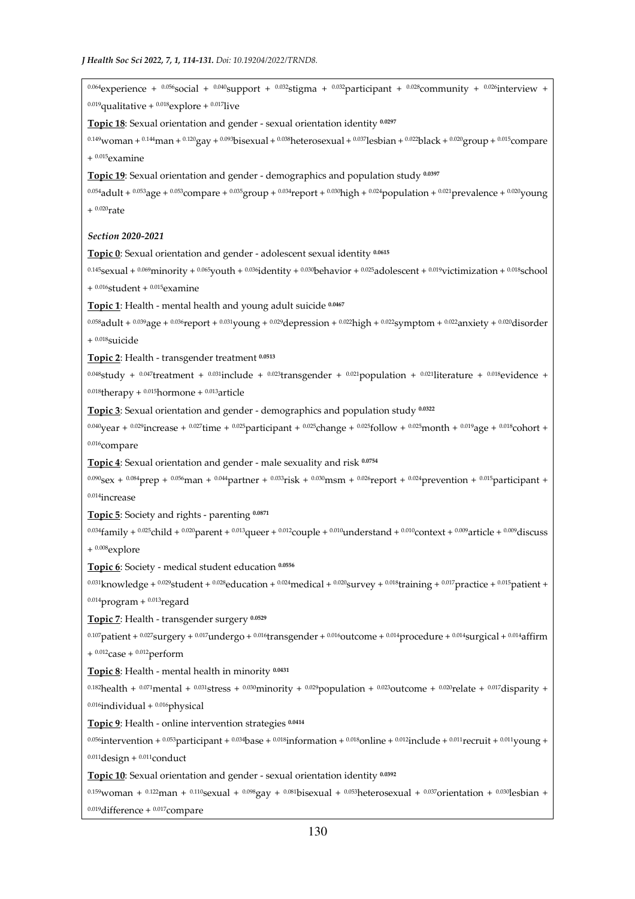$^{0.064}$experience + $^{0.056}$social + $^{0.040}$support + $^{0.032}$stigma + $^{0.032}$participant + $^{0.028}$community + $^{0.026}$interview + $^{0.019}$qualitative + $^{0.018}$explore + $^{0.017}$live

**Topic 18**: Sexual orientation and gender - sexual orientation identity $^{0.0297}$

$^{0.149}$woman + $^{0.144}$man + $^{0.120}$gay + $^{0.093}$bisexual + $^{0.038}$heterosexual + $^{0.037}$lesbian + $^{0.022}$black + $^{0.020}$group + $^{0.015}$compare + $^{0.015}$examine

**Topic 19**: Sexual orientation and gender - demographics and population study $^{0.0397}$

$^{0.054}$adult + $^{0.053}$age + $^{0.053}$compare + $^{0.035}$group + $^{0.034}$report + $^{0.030}$high + $^{0.024}$population + $^{0.021}$prevalence + $^{0.020}$young + $^{0.020}$rate

***Section 2020-2021***

**Topic 0**: Sexual orientation and gender - adolescent sexual identity $^{0.0615}$

$^{0.145}$sexual + $^{0.069}$minority + $^{0.065}$youth + $^{0.036}$identity + $^{0.030}$behavior + $^{0.025}$adolescent + $^{0.019}$victimization + $^{0.018}$school + $^{0.016}$student + $^{0.015}$examine

**Topic 1**: Health - mental health and young adult suicide $^{0.0467}$

$^{0.058}$adult + $^{0.039}$age + $^{0.036}$report + $^{0.031}$young + $^{0.029}$depression + $^{0.022}$high + $^{0.022}$symptom + $^{0.022}$anxiety + $^{0.020}$disorder + $^{0.018}$suicide

**Topic 2**: Health - transgender treatment $^{0.0513}$

$^{0.048}$study + $^{0.047}$treatment + $^{0.031}$include + $^{0.023}$transgender + $^{0.021}$population + $^{0.021}$literature + $^{0.018}$evidence + $^{0.018}$therapy + $^{0.015}$hormone + $^{0.013}$article

**Topic 3**: Sexual orientation and gender - demographics and population study $^{0.0322}$

$^{0.040}$year + $^{0.029}$increase + $^{0.027}$time + $^{0.025}$participant + $^{0.025}$change + $^{0.025}$follow + $^{0.025}$month + $^{0.019}$age + $^{0.018}$cohort + $^{0.016}$compare

**Topic 4**: Sexual orientation and gender - male sexuality and risk $^{0.0754}$

$^{0.090}$sex + $^{0.084}$prep + $^{0.056}$man + $^{0.044}$partner + $^{0.033}$risk + $^{0.030}$msm + $^{0.026}$report + $^{0.024}$prevention + $^{0.015}$participant + $^{0.014}$increase

**Topic 5**: Society and rights - parenting $^{0.0871}$

$^{0.034}$family + $^{0.025}$child + $^{0.020}$parent + $^{0.013}$queer + $^{0.012}$couple + $^{0.010}$understand + $^{0.010}$context + $^{0.009}$article + $^{0.009}$discuss + $^{0.008}$explore

**Topic 6**: Society - medical student education $^{0.0556}$

$^{0.031}$knowledge + $^{0.029}$student + $^{0.028}$education + $^{0.024}$medical + $^{0.020}$survey + $^{0.018}$training + $^{0.017}$practice + $^{0.015}$patient + $^{0.014}$program + $^{0.013}$regard

**Topic 7**: Health - transgender surgery $^{0.0529}$

$^{0.107}$patient + $^{0.027}$surgery + $^{0.017}$undergo + $^{0.016}$transgender + $^{0.016}$outcome + $^{0.014}$procedure + $^{0.014}$surgical + $^{0.014}$affirm + $^{0.012}$case + $^{0.012}$perform

**Topic 8**: Health - mental health in minority $^{0.0431}$

$^{0.182}$health + $^{0.071}$mental + $^{0.031}$stress + $^{0.030}$minority + $^{0.029}$population + $^{0.023}$outcome + $^{0.020}$relate + $^{0.017}$disparity + $^{0.016}$individual + $^{0.016}$physical

**Topic 9**: Health - online intervention strategies $^{0.0414}$

$^{0.056}$intervention + $^{0.053}$participant + $^{0.034}$base + $^{0.018}$information + $^{0.018}$online + $^{0.012}$include + $^{0.011}$recruit + $^{0.011}$young + $^{0.011}$design + $^{0.011}$conduct

**Topic 10**: Sexual orientation and gender - sexual orientation identity $^{0.0392}$

$^{0.159}$woman + $^{0.122}$man + $^{0.110}$sexual + $^{0.098}$gay + $^{0.081}$bisexual + $^{0.053}$heterosexual + $^{0.037}$orientation + $^{0.030}$lesbian + $^{0.019}$difference + $^{0.017}$compare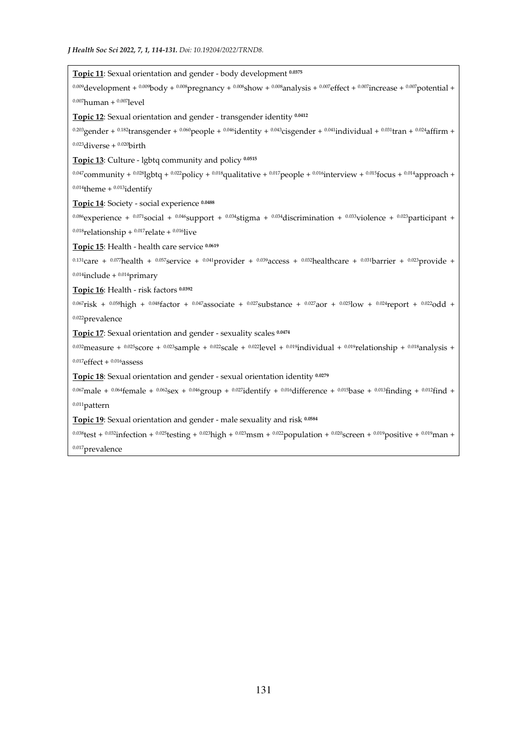**Topic 11**: Sexual orientation and gender - body development $^{0.0375}$

$^{0.009}$development + $^{0.009}$body + $^{0.008}$pregnancy + $^{0.008}$show + $^{0.008}$analysis + $^{0.007}$effect + $^{0.007}$increase + $^{0.007}$potential + $^{0.007}$human + $^{0.007}$level

**Topic 12**: Sexual orientation and gender - transgender identity $^{0.0412}$

$^{0.203}$gender + $^{0.182}$transgender + $^{0.060}$people + $^{0.046}$identity + $^{0.043}$cisgender + $^{0.041}$individual + $^{0.031}$tran + $^{0.024}$affirm + $^{0.023}$diverse + $^{0.020}$birth

**Topic 13**: Culture - lgbtq community and policy $^{0.0515}$

$^{0.047}$community + $^{0.028}$lgbtq + $^{0.022}$policy + $^{0.018}$qualitative + $^{0.017}$people + $^{0.016}$interview + $^{0.015}$focus + $^{0.014}$approach + $^{0.014}$theme + $^{0.013}$identify

**Topic 14**: Society - social experience $^{0.0488}$

$^{0.086}$experience + $^{0.071}$social + $^{0.046}$support + $^{0.034}$stigma + $^{0.034}$discrimination + $^{0.033}$violence + $^{0.023}$participant + $^{0.018}$relationship + $^{0.017}$relate + $^{0.016}$live

**Topic 15**: Health - health care service $^{0.0619}$

$^{0.131}$care + $^{0.077}$health + $^{0.057}$service + $^{0.041}$provider + $^{0.039}$access + $^{0.032}$healthcare + $^{0.031}$barrier + $^{0.023}$provide + $^{0.014}$include + $^{0.014}$primary

**Topic 16**: Health - risk factors $^{0.0392}$

$^{0.067}$risk + $^{0.058}$high + $^{0.048}$factor + $^{0.047}$associate + $^{0.027}$substance + $^{0.027}$aor + $^{0.025}$low + $^{0.024}$report + $^{0.022}$odd + $^{0.022}$prevalence

**Topic 17**: Sexual orientation and gender - sexuality scales $^{0.0474}$

$^{0.032}$measure + $^{0.025}$score + $^{0.023}$sample + $^{0.022}$scale + $^{0.022}$level + $^{0.019}$individual + $^{0.019}$relationship + $^{0.018}$analysis + $^{0.017}$effect + $^{0.016}$assess

**Topic 18**: Sexual orientation and gender - sexual orientation identity $^{0.0279}$

$^{0.067}$male + $^{0.064}$female + $^{0.062}$sex + $^{0.046}$group + $^{0.027}$identify + $^{0.016}$difference + $^{0.015}$base + $^{0.013}$finding + $^{0.012}$find + $^{0.011}$pattern

**Topic 19**: Sexual orientation and gender - male sexuality and risk $^{0.0584}$

$^{0.038}$test + $^{0.032}$infection + $^{0.025}$testing + $^{0.023}$high + $^{0.023}$msm + $^{0.022}$population + $^{0.020}$screen + $^{0.019}$positive + $^{0.019}$man + $^{0.017}$prevalence